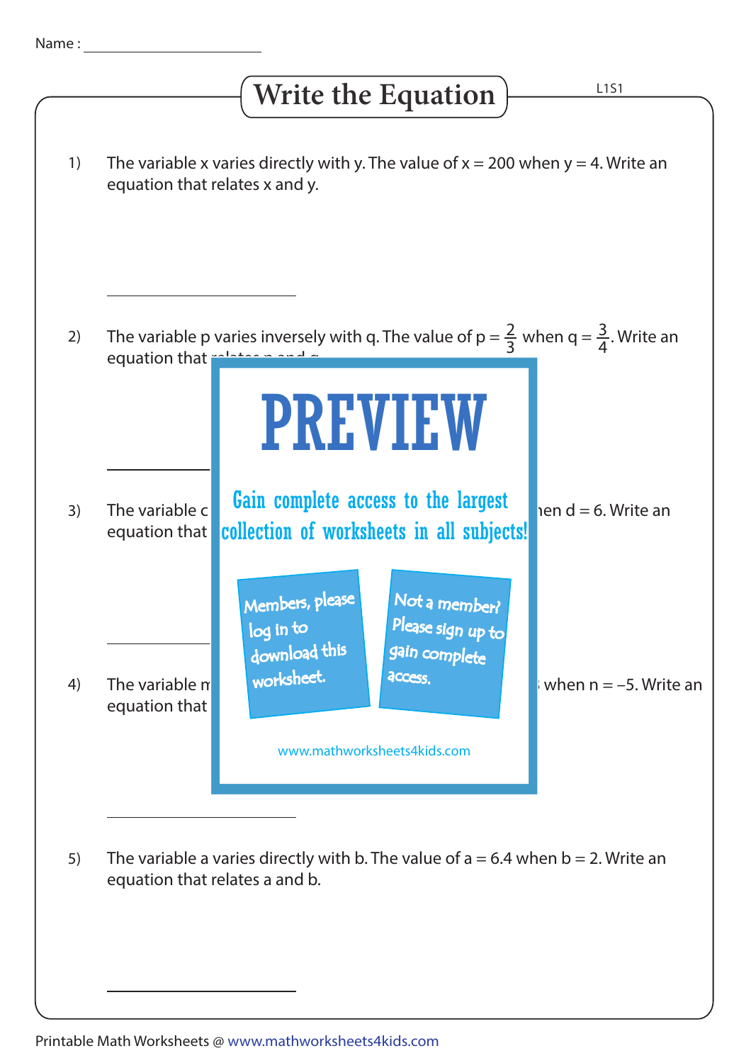Name : ____________________

# Write the Equation

L1S1

1) The variable x varies directly with y. The value of $x = 200$ when $y = 4$. Write an equation that relates x and y.

____________________

2) The variable p varies inversely with q. The value of $p = \frac{2}{3}$ when $q = \frac{3}{4}$. Write an equation that relates p and q.

____________________

3) The variable c ... when $d = 6$. Write an equation that ...

____________________

4) The variable m ... when $n = -5$. Write an equation that ...

____________________

5) The variable a varies directly with b. The value of $a = 6.4$ when $b = 2$. Write an equation that relates a and b.

____________________

PREVIEW

Gain complete access to the largest collection of worksheets in all subjects!

Members, please log in to download this worksheet.

Not a member? Please sign up to gain complete access.

www.mathworksheets4kids.com

Printable Math Worksheets @ www.mathworksheets4kids.com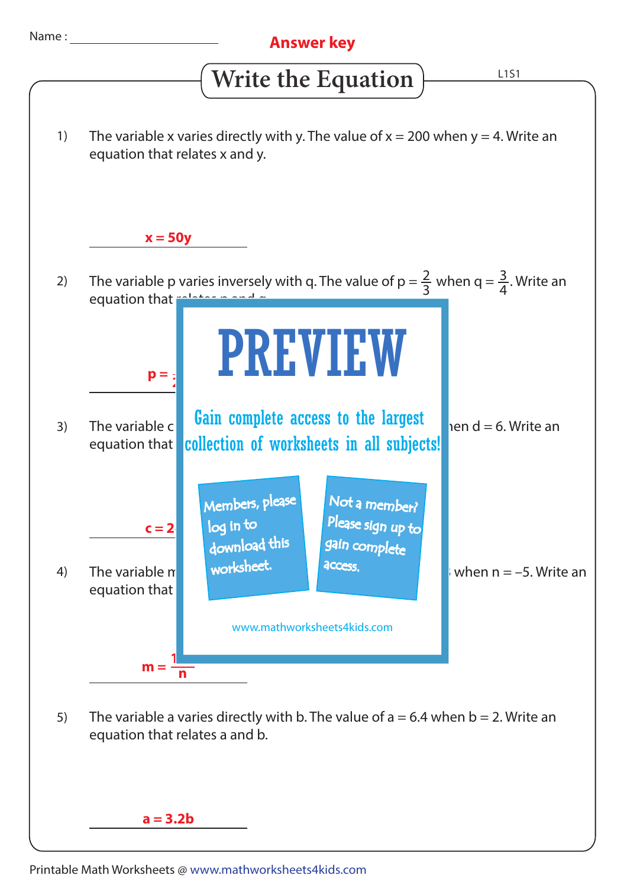Name : ____________________ **Answer key**

# Write the Equation

L1S1

1) The variable x varies directly with y. The value of $x = 200$ when $y = 4$. Write an equation that relates x and y.

**$x = 50y$**

2) The variable p varies inversely with q. The value of $p = \frac{2}{3}$ when $q = \frac{3}{4}$. Write an equation that relates p and q.

**$p = \frac{1}{2}$**

PREVIEW

Gain complete access to the largest collection of worksheets in all subjects!

Members, please log in to download this worksheet.

Not a member? Please sign up to gain complete access.

www.mathworksheets4kids.com

3) The variable c ... hen $d = 6$. Write an equation that ...

**$c = 2$**

4) The variable m ... when $n = -5$. Write an equation that ...

**$m = \frac{1}{n}$**

5) The variable a varies directly with b. The value of $a = 6.4$ when $b = 2$. Write an equation that relates a and b.

**$a = 3.2b$**

Printable Math Worksheets @ www.mathworksheets4kids.com